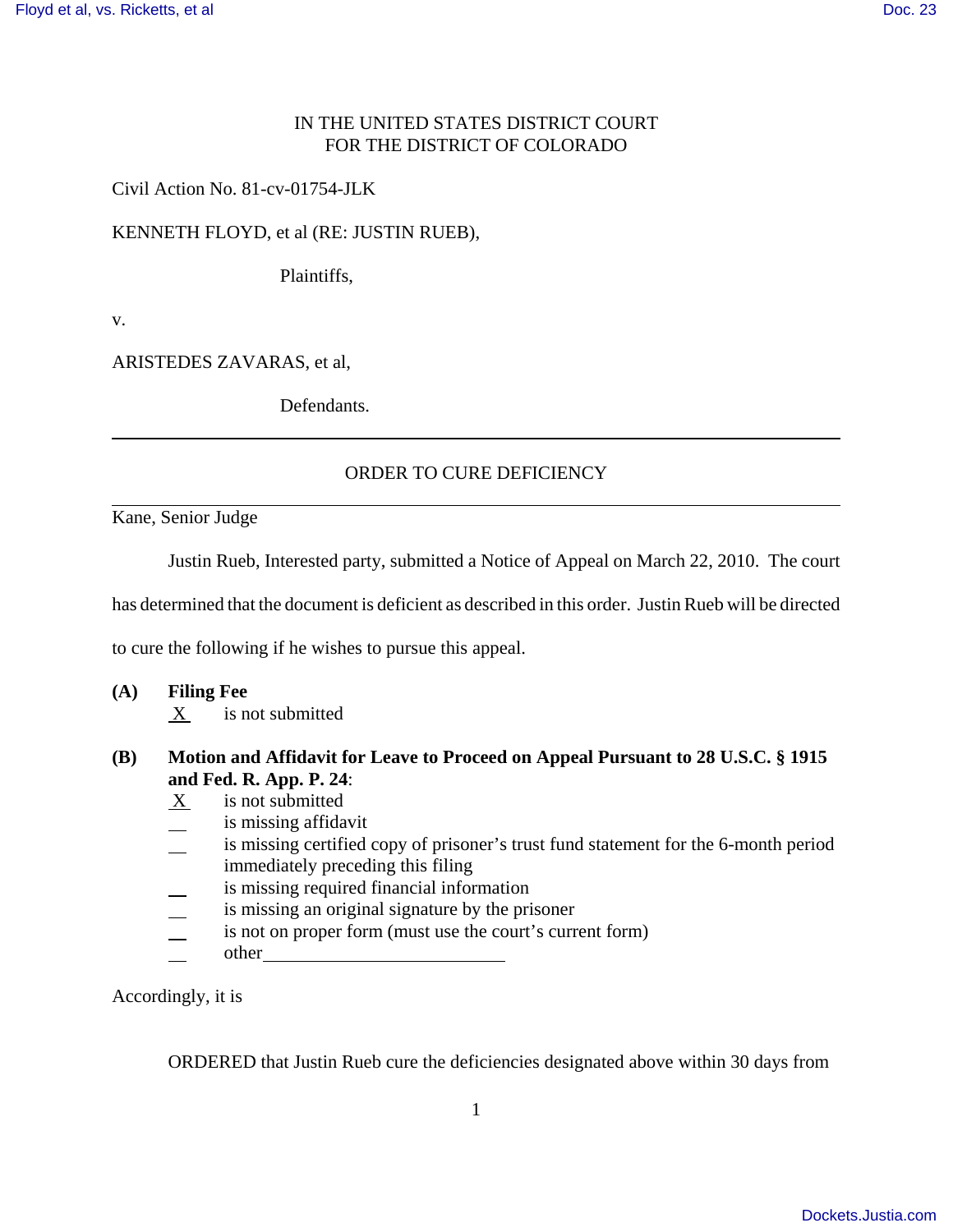IN THE UNITED STATES DISTRICT COURT
FOR THE DISTRICT OF COLORADO

Civil Action No. 81-cv-01754-JLK

KENNETH FLOYD, et al (RE: JUSTIN RUEB),

Plaintiffs,

v.

ARISTEDES ZAVARAS, et al,

Defendants.

---

## ORDER TO CURE DEFICIENCY

---

Kane, Senior Judge

Justin Rueb, Interested party, submitted a Notice of Appeal on March 22, 2010. The court has determined that the document is deficient as described in this order. Justin Rueb will be directed to cure the following if he wishes to pursue this appeal.

**(A) Filing Fee**

X is not submitted

**(B) Motion and Affidavit for Leave to Proceed on Appeal Pursuant to 28 U.S.C. § 1915 and Fed. R. App. P. 24**:

X is not submitted
__ is missing affidavit
__ is missing certified copy of prisoner's trust fund statement for the 6-month period immediately preceding this filing
__ is missing required financial information
__ is missing an original signature by the prisoner
__ is not on proper form (must use the court's current form)
__ other ________________

Accordingly, it is

ORDERED that Justin Rueb cure the deficiencies designated above within 30 days from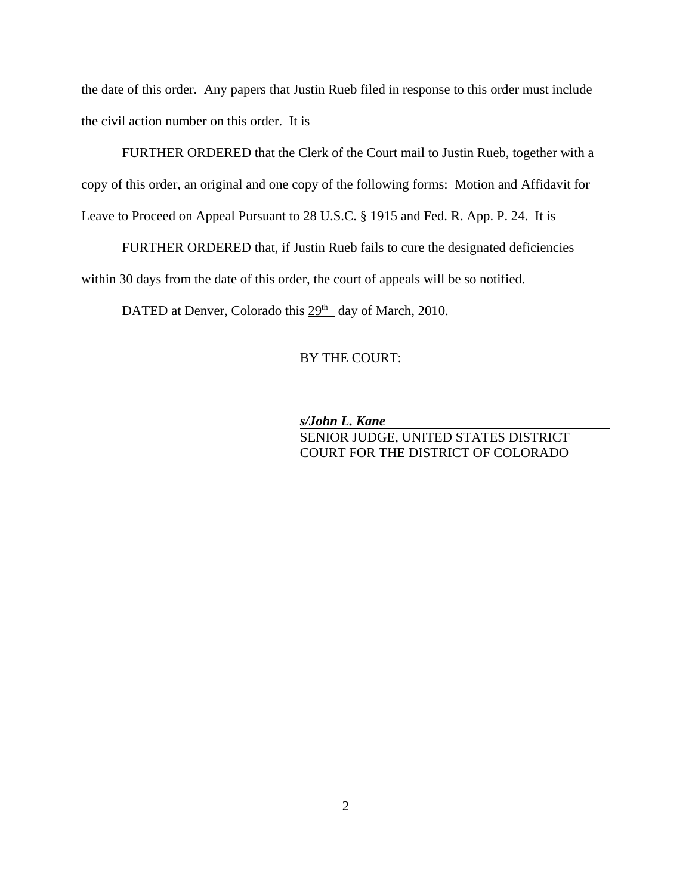the date of this order. Any papers that Justin Rueb filed in response to this order must include the civil action number on this order. It is

FURTHER ORDERED that the Clerk of the Court mail to Justin Rueb, together with a copy of this order, an original and one copy of the following forms: Motion and Affidavit for Leave to Proceed on Appeal Pursuant to 28 U.S.C. § 1915 and Fed. R. App. P. 24. It is

FURTHER ORDERED that, if Justin Rueb fails to cure the designated deficiencies within 30 days from the date of this order, the court of appeals will be so notified.

DATED at Denver, Colorado this 29th day of March, 2010.

BY THE COURT:

***s/John L. Kane***
SENIOR JUDGE, UNITED STATES DISTRICT COURT FOR THE DISTRICT OF COLORADO